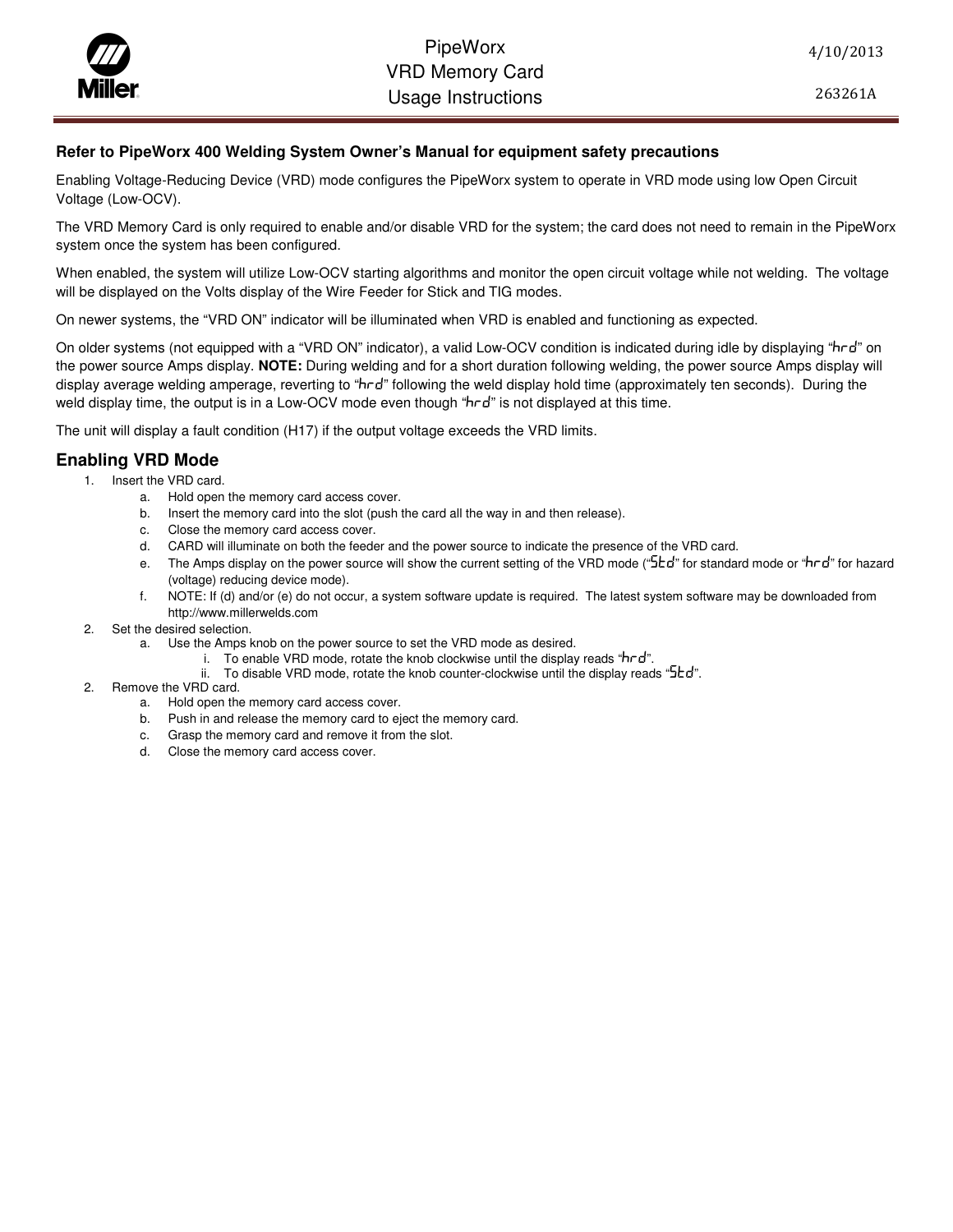# PipeWorx VRD Memory Card Usage Instructions

4/10/2013

263261A

**Refer to PipeWorx 400 Welding System Owner's Manual for equipment safety precautions**

Enabling Voltage-Reducing Device (VRD) mode configures the PipeWorx system to operate in VRD mode using low Open Circuit Voltage (Low-OCV).

The VRD Memory Card is only required to enable and/or disable VRD for the system; the card does not need to remain in the PipeWorx system once the system has been configured.

When enabled, the system will utilize Low-OCV starting algorithms and monitor the open circuit voltage while not welding. The voltage will be displayed on the Volts display of the Wire Feeder for Stick and TIG modes.

On newer systems, the "VRD ON" indicator will be illuminated when VRD is enabled and functioning as expected.

On older systems (not equipped with a "VRD ON" indicator), a valid Low-OCV condition is indicated during idle by displaying "hrd" on the power source Amps display. **NOTE:** During welding and for a short duration following welding, the power source Amps display will display average welding amperage, reverting to "hrd" following the weld display hold time (approximately ten seconds). During the weld display time, the output is in a Low-OCV mode even though "hrd" is not displayed at this time.

The unit will display a fault condition (H17) if the output voltage exceeds the VRD limits.

## Enabling VRD Mode

1. Insert the VRD card.
   a. Hold open the memory card access cover.
   b. Insert the memory card into the slot (push the card all the way in and then release).
   c. Close the memory card access cover.
   d. CARD will illuminate on both the feeder and the power source to indicate the presence of the VRD card.
   e. The Amps display on the power source will show the current setting of the VRD mode ("Std" for standard mode or "hrd" for hazard (voltage) reducing device mode).
   f. NOTE: If (d) and/or (e) do not occur, a system software update is required. The latest system software may be downloaded from http://www.millerwelds.com
2. Set the desired selection.
   a. Use the Amps knob on the power source to set the VRD mode as desired.
      i. To enable VRD mode, rotate the knob clockwise until the display reads "hrd".
      ii. To disable VRD mode, rotate the knob counter-clockwise until the display reads "Std".
2. Remove the VRD card.
   a. Hold open the memory card access cover.
   b. Push in and release the memory card to eject the memory card.
   c. Grasp the memory card and remove it from the slot.
   d. Close the memory card access cover.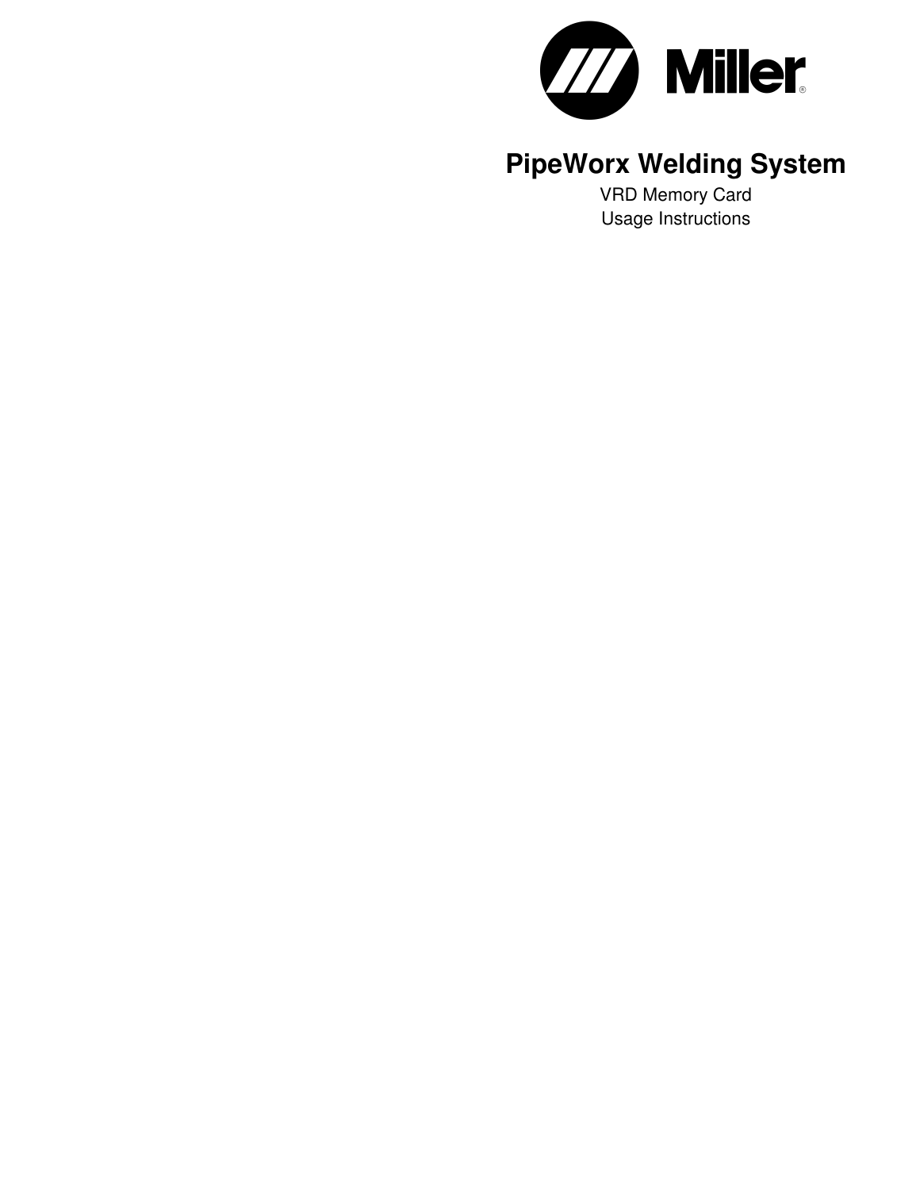Miller®

# PipeWorx Welding System

VRD Memory Card

Usage Instructions